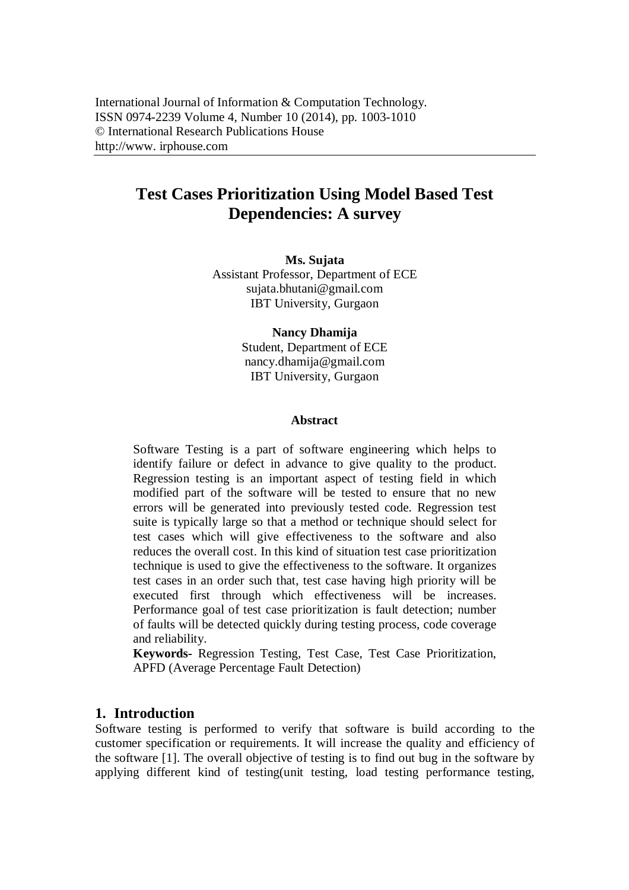International Journal of Information & Computation Technology.
ISSN 0974-2239 Volume 4, Number 10 (2014), pp. 1003-1010
© International Research Publications House
http://www. irphouse.com

# Test Cases Prioritization Using Model Based Test Dependencies: A survey

**Ms. Sujata**
Assistant Professor, Department of ECE
sujata.bhutani@gmail.com
IBT University, Gurgaon

**Nancy Dhamija**
Student, Department of ECE
nancy.dhamija@gmail.com
IBT University, Gurgaon

### Abstract

Software Testing is a part of software engineering which helps to identify failure or defect in advance to give quality to the product. Regression testing is an important aspect of testing field in which modified part of the software will be tested to ensure that no new errors will be generated into previously tested code. Regression test suite is typically large so that a method or technique should select for test cases which will give effectiveness to the software and also reduces the overall cost. In this kind of situation test case prioritization technique is used to give the effectiveness to the software. It organizes test cases in an order such that, test case having high priority will be executed first through which effectiveness will be increases. Performance goal of test case prioritization is fault detection; number of faults will be detected quickly during testing process, code coverage and reliability.

**Keywords-** Regression Testing, Test Case, Test Case Prioritization, APFD (Average Percentage Fault Detection)

## 1. Introduction

Software testing is performed to verify that software is build according to the customer specification or requirements. It will increase the quality and efficiency of the software [1]. The overall objective of testing is to find out bug in the software by applying different kind of testing(unit testing, load testing performance testing,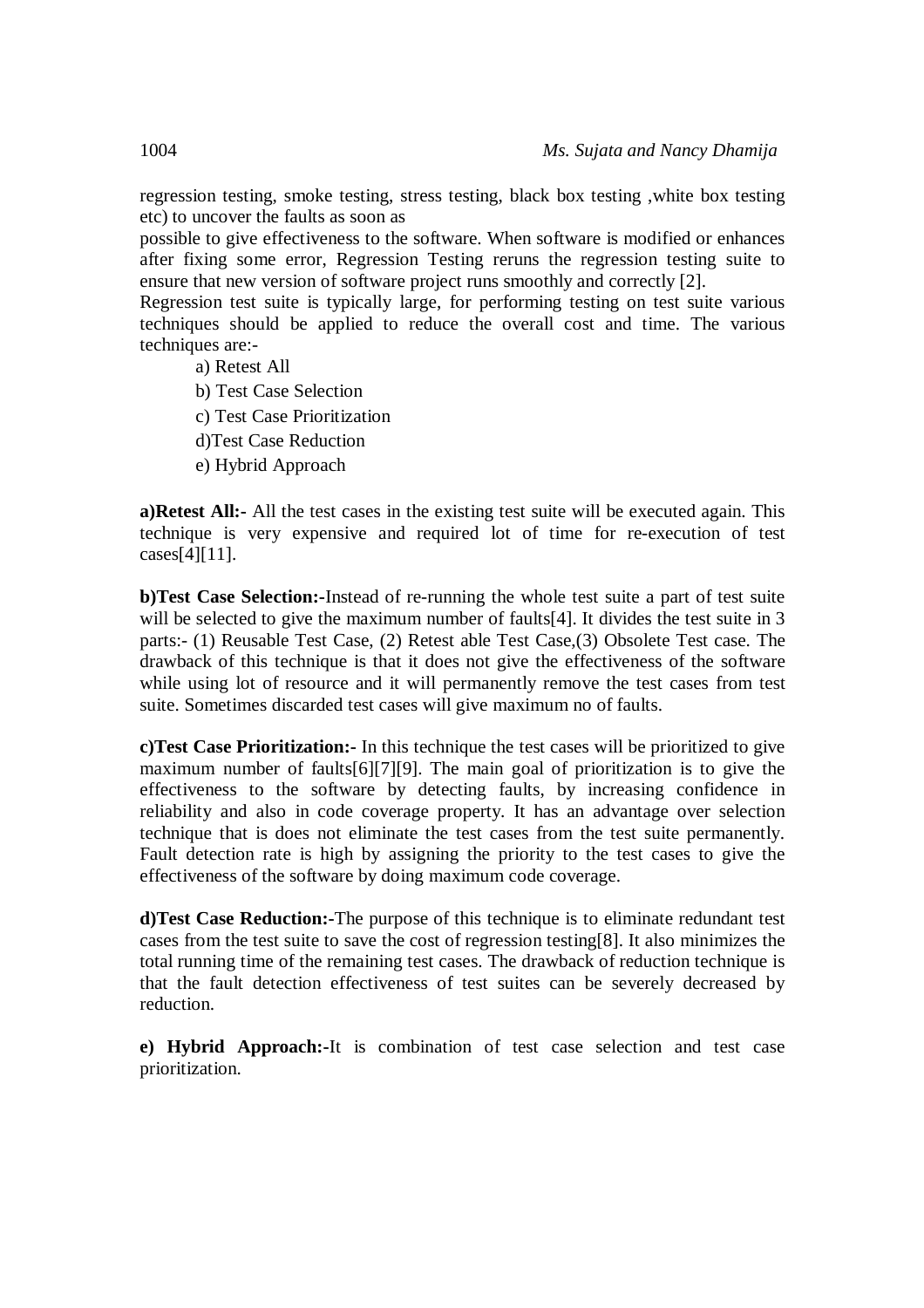regression testing, smoke testing, stress testing, black box testing ,white box testing etc) to uncover the faults as soon as

possible to give effectiveness to the software. When software is modified or enhances after fixing some error, Regression Testing reruns the regression testing suite to ensure that new version of software project runs smoothly and correctly [2].

Regression test suite is typically large, for performing testing on test suite various techniques should be applied to reduce the overall cost and time. The various techniques are:-

a) Retest All

b) Test Case Selection

c) Test Case Prioritization

d)Test Case Reduction

e) Hybrid Approach

**a)Retest All:-** All the test cases in the existing test suite will be executed again. This technique is very expensive and required lot of time for re-execution of test cases[4][11].

**b)Test Case Selection:-**Instead of re-running the whole test suite a part of test suite will be selected to give the maximum number of faults[4]. It divides the test suite in 3 parts:- (1) Reusable Test Case, (2) Retest able Test Case,(3) Obsolete Test case. The drawback of this technique is that it does not give the effectiveness of the software while using lot of resource and it will permanently remove the test cases from test suite. Sometimes discarded test cases will give maximum no of faults.

**c)Test Case Prioritization:-** In this technique the test cases will be prioritized to give maximum number of faults[6][7][9]. The main goal of prioritization is to give the effectiveness to the software by detecting faults, by increasing confidence in reliability and also in code coverage property. It has an advantage over selection technique that is does not eliminate the test cases from the test suite permanently. Fault detection rate is high by assigning the priority to the test cases to give the effectiveness of the software by doing maximum code coverage.

**d)Test Case Reduction:-**The purpose of this technique is to eliminate redundant test cases from the test suite to save the cost of regression testing[8]. It also minimizes the total running time of the remaining test cases. The drawback of reduction technique is that the fault detection effectiveness of test suites can be severely decreased by reduction.

**e) Hybrid Approach:-**It is combination of test case selection and test case prioritization.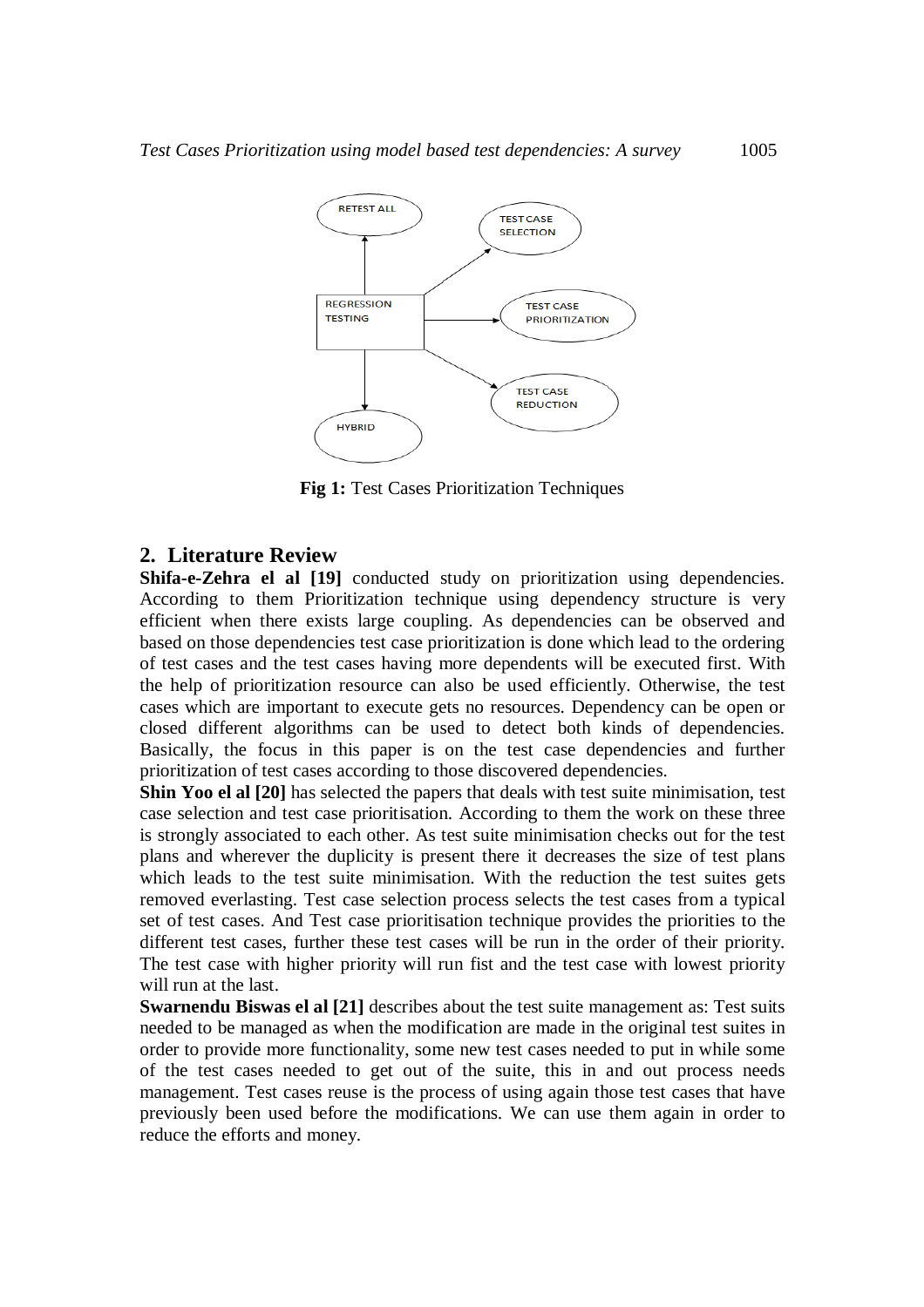Fig 1: Test Cases Prioritization Techniques

## 2. Literature Review

**Shifa-e-Zehra el al [19]** conducted study on prioritization using dependencies. According to them Prioritization technique using dependency structure is very efficient when there exists large coupling. As dependencies can be observed and based on those dependencies test case prioritization is done which lead to the ordering of test cases and the test cases having more dependents will be executed first. With the help of prioritization resource can also be used efficiently. Otherwise, the test cases which are important to execute gets no resources. Dependency can be open or closed different algorithms can be used to detect both kinds of dependencies. Basically, the focus in this paper is on the test case dependencies and further prioritization of test cases according to those discovered dependencies.

**Shin Yoo el al [20]** has selected the papers that deals with test suite minimisation, test case selection and test case prioritisation. According to them the work on these three is strongly associated to each other. As test suite minimisation checks out for the test plans and wherever the duplicity is present there it decreases the size of test plans which leads to the test suite minimisation. With the reduction the test suites gets removed everlasting. Test case selection process selects the test cases from a typical set of test cases. And Test case prioritisation technique provides the priorities to the different test cases, further these test cases will be run in the order of their priority. The test case with higher priority will run fist and the test case with lowest priority will run at the last.

**Swarnendu Biswas el al [21]** describes about the test suite management as: Test suits needed to be managed as when the modification are made in the original test suites in order to provide more functionality, some new test cases needed to put in while some of the test cases needed to get out of the suite, this in and out process needs management. Test cases reuse is the process of using again those test cases that have previously been used before the modifications. We can use them again in order to reduce the efforts and money.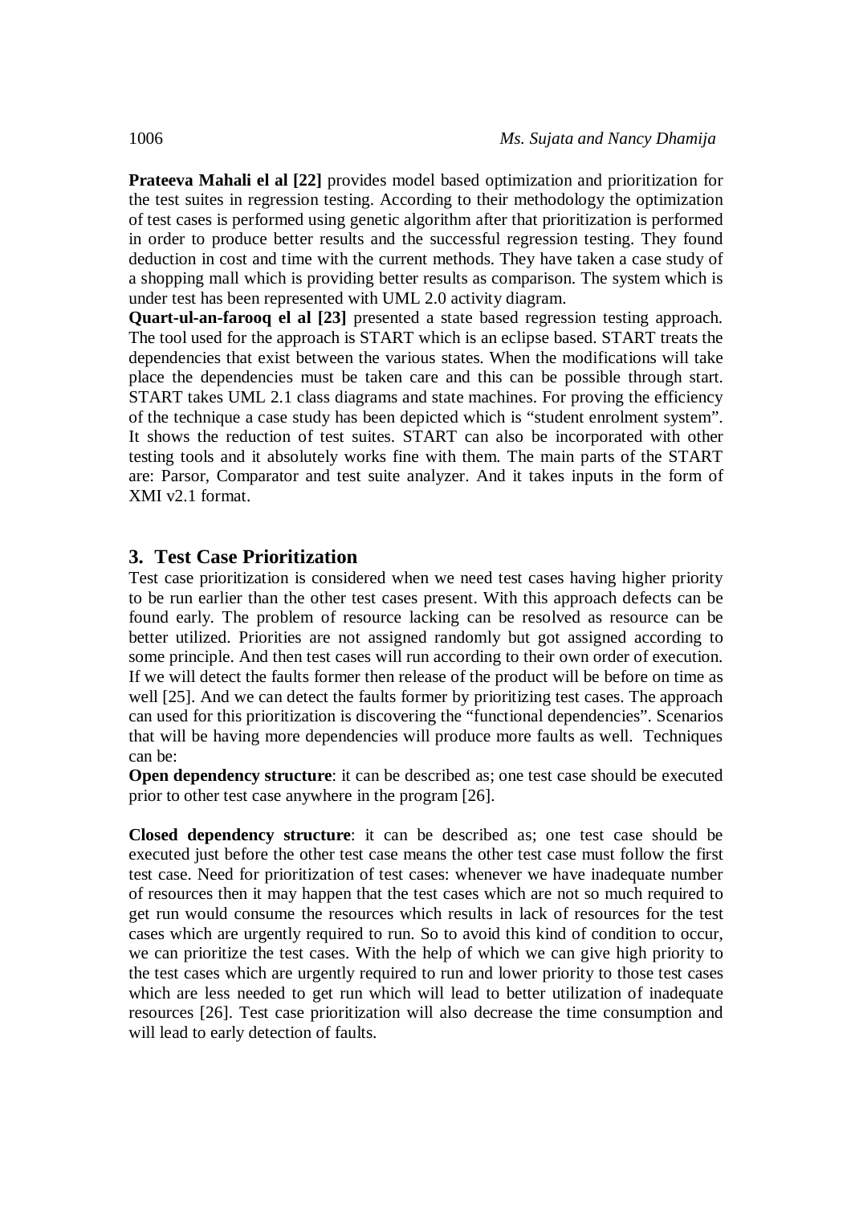**Prateeva Mahali el al [22]** provides model based optimization and prioritization for the test suites in regression testing. According to their methodology the optimization of test cases is performed using genetic algorithm after that prioritization is performed in order to produce better results and the successful regression testing. They found deduction in cost and time with the current methods. They have taken a case study of a shopping mall which is providing better results as comparison. The system which is under test has been represented with UML 2.0 activity diagram.

**Quart-ul-an-farooq el al [23]** presented a state based regression testing approach. The tool used for the approach is START which is an eclipse based. START treats the dependencies that exist between the various states. When the modifications will take place the dependencies must be taken care and this can be possible through start. START takes UML 2.1 class diagrams and state machines. For proving the efficiency of the technique a case study has been depicted which is "student enrolment system". It shows the reduction of test suites. START can also be incorporated with other testing tools and it absolutely works fine with them. The main parts of the START are: Parsor, Comparator and test suite analyzer. And it takes inputs in the form of XMI v2.1 format.

## 3. Test Case Prioritization

Test case prioritization is considered when we need test cases having higher priority to be run earlier than the other test cases present. With this approach defects can be found early. The problem of resource lacking can be resolved as resource can be better utilized. Priorities are not assigned randomly but got assigned according to some principle. And then test cases will run according to their own order of execution. If we will detect the faults former then release of the product will be before on time as well [25]. And we can detect the faults former by prioritizing test cases. The approach can used for this prioritization is discovering the "functional dependencies". Scenarios that will be having more dependencies will produce more faults as well. Techniques can be:

**Open dependency structure**: it can be described as; one test case should be executed prior to other test case anywhere in the program [26].

**Closed dependency structure**: it can be described as; one test case should be executed just before the other test case means the other test case must follow the first test case. Need for prioritization of test cases: whenever we have inadequate number of resources then it may happen that the test cases which are not so much required to get run would consume the resources which results in lack of resources for the test cases which are urgently required to run. So to avoid this kind of condition to occur, we can prioritize the test cases. With the help of which we can give high priority to the test cases which are urgently required to run and lower priority to those test cases which are less needed to get run which will lead to better utilization of inadequate resources [26]. Test case prioritization will also decrease the time consumption and will lead to early detection of faults.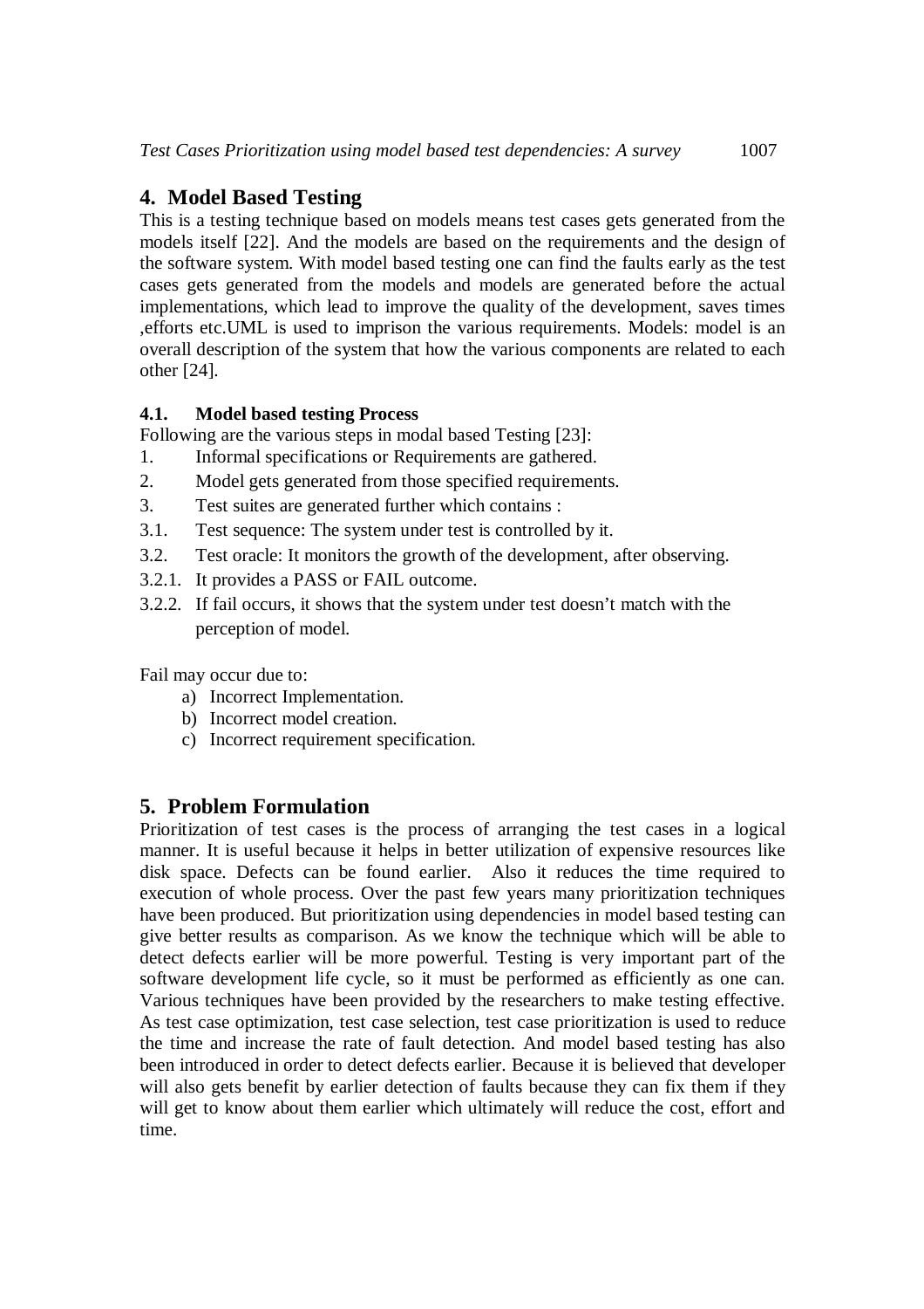## 4. Model Based Testing

This is a testing technique based on models means test cases gets generated from the models itself [22]. And the models are based on the requirements and the design of the software system. With model based testing one can find the faults early as the test cases gets generated from the models and models are generated before the actual implementations, which lead to improve the quality of the development, saves times ,efforts etc.UML is used to imprison the various requirements. Models: model is an overall description of the system that how the various components are related to each other [24].

### 4.1. Model based testing Process

Following are the various steps in modal based Testing [23]:

1. Informal specifications or Requirements are gathered.
2. Model gets generated from those specified requirements.
3. Test suites are generated further which contains :

3.1. Test sequence: The system under test is controlled by it.

3.2. Test oracle: It monitors the growth of the development, after observing.

3.2.1. It provides a PASS or FAIL outcome.

3.2.2. If fail occurs, it shows that the system under test doesn't match with the perception of model.

Fail may occur due to:

a) Incorrect Implementation.
b) Incorrect model creation.
c) Incorrect requirement specification.

## 5. Problem Formulation

Prioritization of test cases is the process of arranging the test cases in a logical manner. It is useful because it helps in better utilization of expensive resources like disk space. Defects can be found earlier. Also it reduces the time required to execution of whole process. Over the past few years many prioritization techniques have been produced. But prioritization using dependencies in model based testing can give better results as comparison. As we know the technique which will be able to detect defects earlier will be more powerful. Testing is very important part of the software development life cycle, so it must be performed as efficiently as one can. Various techniques have been provided by the researchers to make testing effective. As test case optimization, test case selection, test case prioritization is used to reduce the time and increase the rate of fault detection. And model based testing has also been introduced in order to detect defects earlier. Because it is believed that developer will also gets benefit by earlier detection of faults because they can fix them if they will get to know about them earlier which ultimately will reduce the cost, effort and time.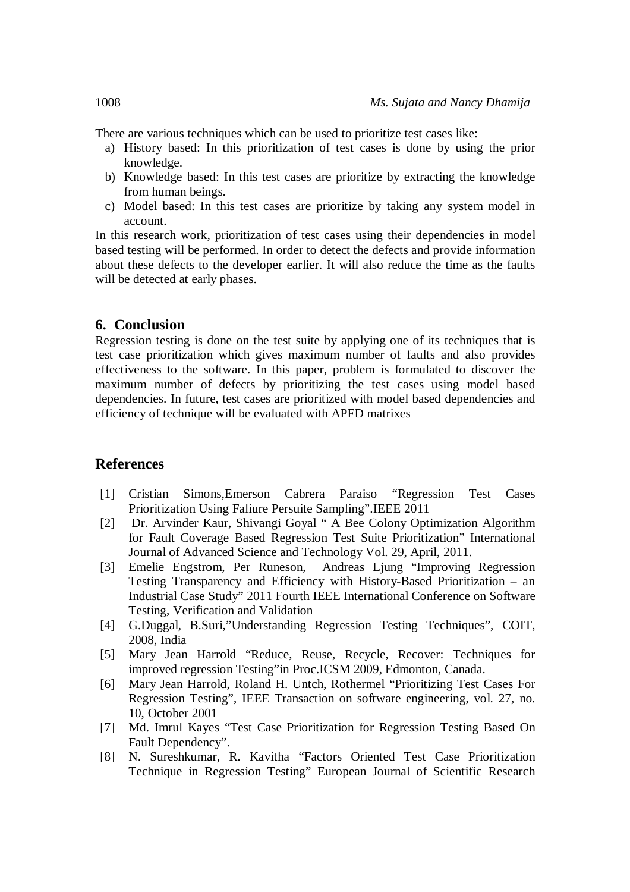There are various techniques which can be used to prioritize test cases like:

a) History based: In this prioritization of test cases is done by using the prior knowledge.
b) Knowledge based: In this test cases are prioritize by extracting the knowledge from human beings.
c) Model based: In this test cases are prioritize by taking any system model in account.

In this research work, prioritization of test cases using their dependencies in model based testing will be performed. In order to detect the defects and provide information about these defects to the developer earlier. It will also reduce the time as the faults will be detected at early phases.

## 6. Conclusion

Regression testing is done on the test suite by applying one of its techniques that is test case prioritization which gives maximum number of faults and also provides effectiveness to the software. In this paper, problem is formulated to discover the maximum number of defects by prioritizing the test cases using model based dependencies. In future, test cases are prioritized with model based dependencies and efficiency of technique will be evaluated with APFD matrixes

## References

[1] Cristian Simons,Emerson Cabrera Paraiso "Regression Test Cases Prioritization Using Faliure Persuite Sampling".IEEE 2011

[2] Dr. Arvinder Kaur, Shivangi Goyal " A Bee Colony Optimization Algorithm for Fault Coverage Based Regression Test Suite Prioritization" International Journal of Advanced Science and Technology Vol. 29, April, 2011.

[3] Emelie Engstrom, Per Runeson, Andreas Ljung "Improving Regression Testing Transparency and Efficiency with History-Based Prioritization – an Industrial Case Study" 2011 Fourth IEEE International Conference on Software Testing, Verification and Validation

[4] G.Duggal, B.Suri,"Understanding Regression Testing Techniques", COIT, 2008, India

[5] Mary Jean Harrold "Reduce, Reuse, Recycle, Recover: Techniques for improved regression Testing"in Proc.ICSM 2009, Edmonton, Canada.

[6] Mary Jean Harrold, Roland H. Untch, Rothermel "Prioritizing Test Cases For Regression Testing", IEEE Transaction on software engineering, vol. 27, no. 10, October 2001

[7] Md. Imrul Kayes "Test Case Prioritization for Regression Testing Based On Fault Dependency".

[8] N. Sureshkumar, R. Kavitha "Factors Oriented Test Case Prioritization Technique in Regression Testing" European Journal of Scientific Research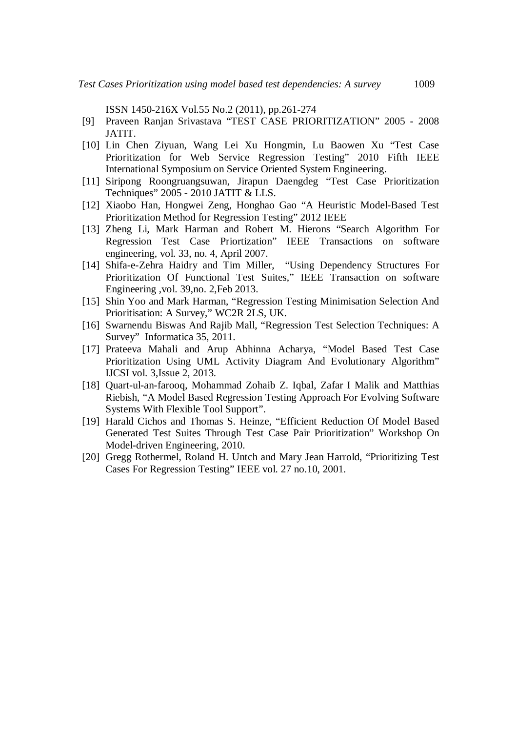ISSN 1450-216X Vol.55 No.2 (2011), pp.261-274

[9] Praveen Ranjan Srivastava “TEST CASE PRIORITIZATION” 2005 - 2008 JATIT.

[10] Lin Chen Ziyuan, Wang Lei Xu Hongmin, Lu Baowen Xu “Test Case Prioritization for Web Service Regression Testing” 2010 Fifth IEEE International Symposium on Service Oriented System Engineering.

[11] Siripong Roongruangsuwan, Jirapun Daengdeg “Test Case Prioritization Techniques” 2005 - 2010 JATIT & LLS.

[12] Xiaobo Han, Hongwei Zeng, Honghao Gao “A Heuristic Model-Based Test Prioritization Method for Regression Testing” 2012 IEEE

[13] Zheng Li, Mark Harman and Robert M. Hierons “Search Algorithm For Regression Test Case Priortization” IEEE Transactions on software engineering, vol. 33, no. 4, April 2007.

[14] Shifa-e-Zehra Haidry and Tim Miller, “Using Dependency Structures For Prioritization Of Functional Test Suites,” IEEE Transaction on software Engineering ,vol. 39,no. 2,Feb 2013.

[15] Shin Yoo and Mark Harman, “Regression Testing Minimisation Selection And Prioritisation: A Survey,” WC2R 2LS, UK.

[16] Swarnendu Biswas And Rajib Mall, “Regression Test Selection Techniques: A Survey” Informatica 35, 2011.

[17] Prateeva Mahali and Arup Abhinna Acharya, “Model Based Test Case Prioritization Using UML Activity Diagram And Evolutionary Algorithm” IJCSI vol. 3,Issue 2, 2013.

[18] Quart-ul-an-farooq, Mohammad Zohaib Z. Iqbal, Zafar I Malik and Matthias Riebish, “A Model Based Regression Testing Approach For Evolving Software Systems With Flexible Tool Support”.

[19] Harald Cichos and Thomas S. Heinze, “Efficient Reduction Of Model Based Generated Test Suites Through Test Case Pair Prioritization” Workshop On Model-driven Engineering, 2010.

[20] Gregg Rothermel, Roland H. Untch and Mary Jean Harrold, “Prioritizing Test Cases For Regression Testing” IEEE vol. 27 no.10, 2001.